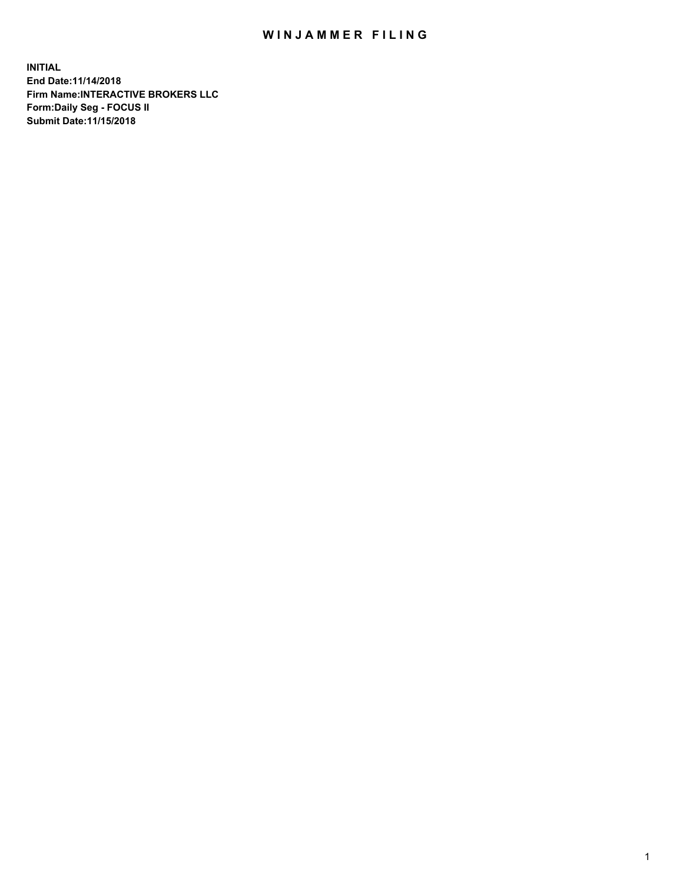# WINJAMMER FILING

**INITIAL**
**End Date:11/14/2018**
**Firm Name:INTERACTIVE BROKERS LLC**
**Form:Daily Seg - FOCUS II**
**Submit Date:11/15/2018**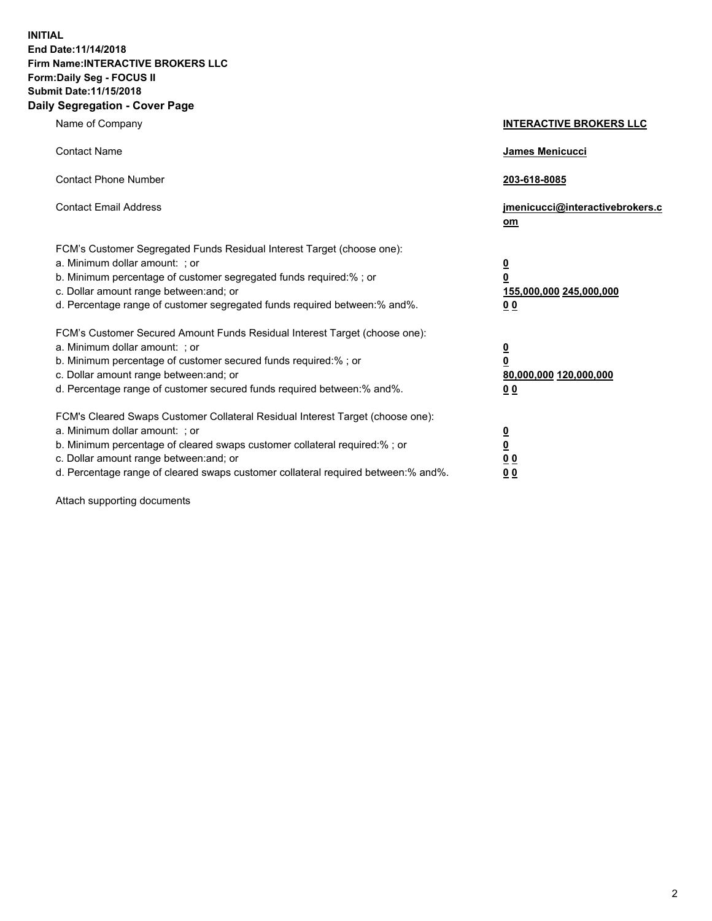**INITIAL**
**End Date:11/14/2018**
**Firm Name:INTERACTIVE BROKERS LLC**
**Form:Daily Seg - FOCUS II**
**Submit Date:11/15/2018**

## Daily Segregation - Cover Page

| | |
|---|---|
| Name of Company | **INTERACTIVE BROKERS LLC** |
| Contact Name | **James Menicucci** |
| Contact Phone Number | **203-618-8085** |
| Contact Email Address | **jmenicucci@interactivebrokers.com** |
| FCM's Customer Segregated Funds Residual Interest Target (choose one): | |
| a. Minimum dollar amount: ; or | **0** |
| b. Minimum percentage of customer segregated funds required:% ; or | **0** |
| c. Dollar amount range between:and; or | **155,000,000 245,000,000** |
| d. Percentage range of customer segregated funds required between:% and%. | **0 0** |
| FCM's Customer Secured Amount Funds Residual Interest Target (choose one): | |
| a. Minimum dollar amount: ; or | **0** |
| b. Minimum percentage of customer secured funds required:% ; or | **0** |
| c. Dollar amount range between:and; or | **80,000,000 120,000,000** |
| d. Percentage range of customer secured funds required between:% and%. | **0 0** |
| FCM's Cleared Swaps Customer Collateral Residual Interest Target (choose one): | |
| a. Minimum dollar amount: ; or | **0** |
| b. Minimum percentage of cleared swaps customer collateral required:% ; or | **0** |
| c. Dollar amount range between:and; or | **0 0** |
| d. Percentage range of cleared swaps customer collateral required between:% and%. | **0 0** |

Attach supporting documents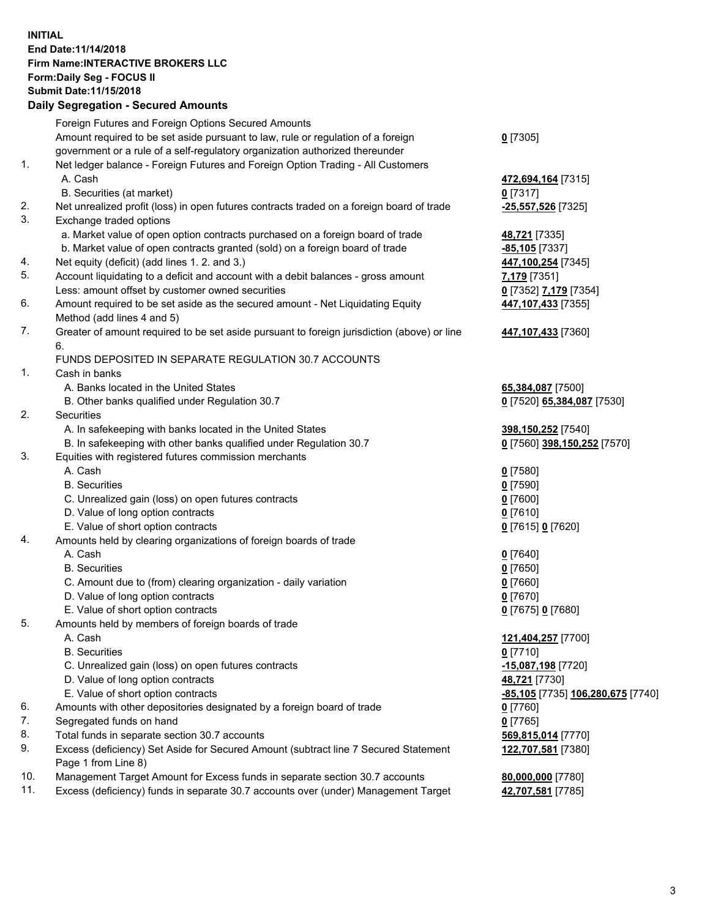**INITIAL**
**End Date:11/14/2018**
**Firm Name:INTERACTIVE BROKERS LLC**
**Form:Daily Seg - FOCUS II**
**Submit Date:11/15/2018**
**Daily Segregation - Secured Amounts**

| | | |
|---|---|---|
| | Foreign Futures and Foreign Options Secured Amounts | |
| | Amount required to be set aside pursuant to law, rule or regulation of a foreign government or a rule of a self-regulatory organization authorized thereunder | **0** [7305] |
| 1. | Net ledger balance - Foreign Futures and Foreign Option Trading - All Customers | |
| | A. Cash | **472,694,164** [7315] |
| | B. Securities (at market) | **0** [7317] |
| 2. | Net unrealized profit (loss) in open futures contracts traded on a foreign board of trade | **-25,557,526** [7325] |
| 3. | Exchange traded options | |
| | a. Market value of open option contracts purchased on a foreign board of trade | **48,721** [7335] |
| | b. Market value of open contracts granted (sold) on a foreign board of trade | **-85,105** [7337] |
| 4. | Net equity (deficit) (add lines 1. 2. and 3.) | **447,100,254** [7345] |
| 5. | Account liquidating to a deficit and account with a debit balances - gross amount | **7,179** [7351] |
| | Less: amount offset by customer owned securities | **0** [7352] **7,179** [7354] |
| 6. | Amount required to be set aside as the secured amount - Net Liquidating Equity Method (add lines 4 and 5) | **447,107,433** [7355] |
| 7. | Greater of amount required to be set aside pursuant to foreign jurisdiction (above) or line 6. | **447,107,433** [7360] |
| | FUNDS DEPOSITED IN SEPARATE REGULATION 30.7 ACCOUNTS | |
| 1. | Cash in banks | |
| | A. Banks located in the United States | **65,384,087** [7500] |
| | B. Other banks qualified under Regulation 30.7 | **0** [7520] **65,384,087** [7530] |
| 2. | Securities | |
| | A. In safekeeping with banks located in the United States | **398,150,252** [7540] |
| | B. In safekeeping with other banks qualified under Regulation 30.7 | **0** [7560] **398,150,252** [7570] |
| 3. | Equities with registered futures commission merchants | |
| | A. Cash | **0** [7580] |
| | B. Securities | **0** [7590] |
| | C. Unrealized gain (loss) on open futures contracts | **0** [7600] |
| | D. Value of long option contracts | **0** [7610] |
| | E. Value of short option contracts | **0** [7615] **0** [7620] |
| 4. | Amounts held by clearing organizations of foreign boards of trade | |
| | A. Cash | **0** [7640] |
| | B. Securities | **0** [7650] |
| | C. Amount due to (from) clearing organization - daily variation | **0** [7660] |
| | D. Value of long option contracts | **0** [7670] |
| | E. Value of short option contracts | **0** [7675] **0** [7680] |
| 5. | Amounts held by members of foreign boards of trade | |
| | A. Cash | **121,404,257** [7700] |
| | B. Securities | **0** [7710] |
| | C. Unrealized gain (loss) on open futures contracts | **-15,087,198** [7720] |
| | D. Value of long option contracts | **48,721** [7730] |
| | E. Value of short option contracts | **-85,105** [7735] **106,280,675** [7740] |
| 6. | Amounts with other depositories designated by a foreign board of trade | **0** [7760] |
| 7. | Segregated funds on hand | **0** [7765] |
| 8. | Total funds in separate section 30.7 accounts | **569,815,014** [7770] |
| 9. | Excess (deficiency) Set Aside for Secured Amount (subtract line 7 Secured Statement Page 1 from Line 8) | **122,707,581** [7380] |
| 10. | Management Target Amount for Excess funds in separate section 30.7 accounts | **80,000,000** [7780] |
| 11. | Excess (deficiency) funds in separate 30.7 accounts over (under) Management Target | **42,707,581** [7785] |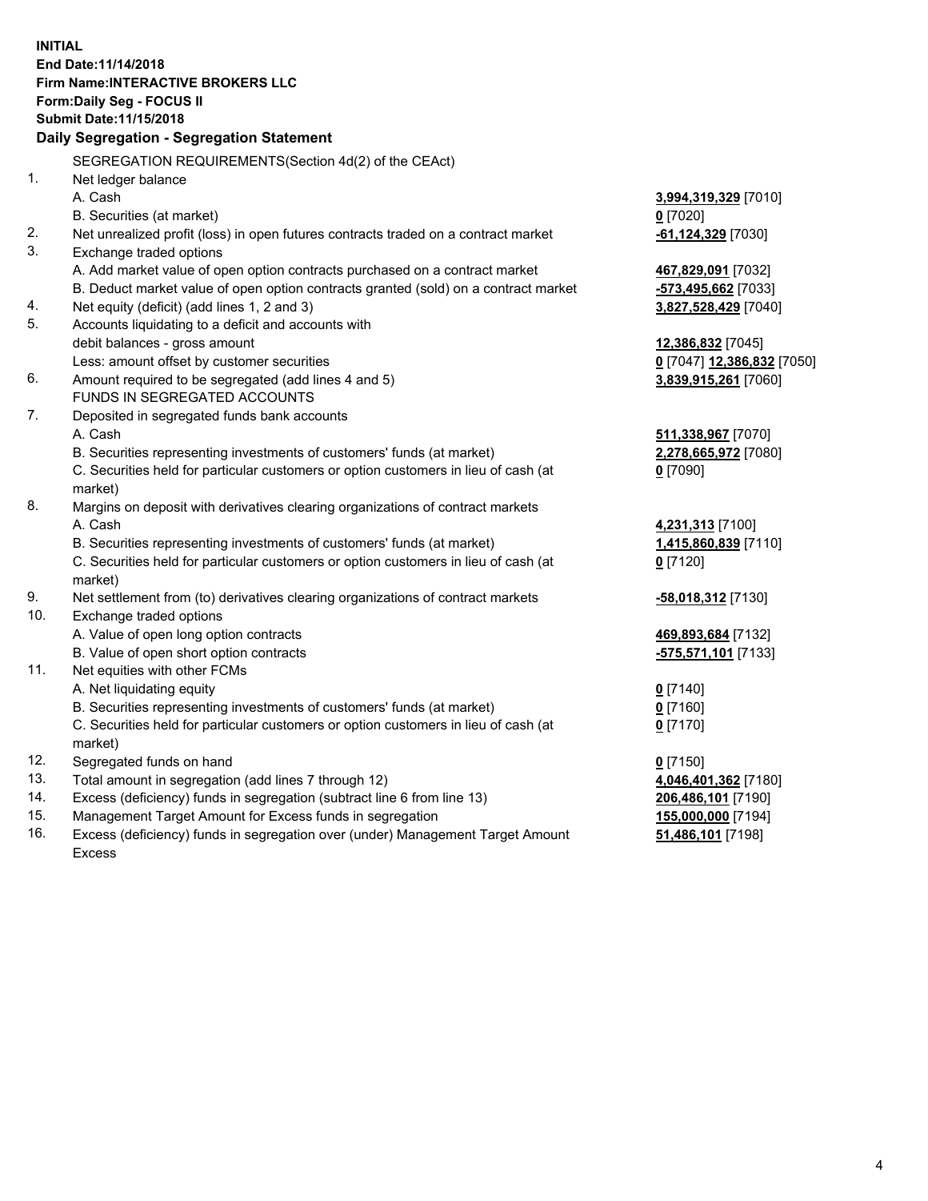**INITIAL**
**End Date:11/14/2018**
**Firm Name:INTERACTIVE BROKERS LLC**
**Form:Daily Seg - FOCUS II**
**Submit Date:11/15/2018**

**Daily Segregation - Segregation Statement**

| | | |
|---|---|---|
| | SEGREGATION REQUIREMENTS(Section 4d(2) of the CEAct) | |
| 1. | Net ledger balance | |
| | A. Cash | **3,994,319,329** [7010] |
| | B. Securities (at market) | **0** [7020] |
| 2. | Net unrealized profit (loss) in open futures contracts traded on a contract market | **-61,124,329** [7030] |
| 3. | Exchange traded options | |
| | A. Add market value of open option contracts purchased on a contract market | **467,829,091** [7032] |
| | B. Deduct market value of open option contracts granted (sold) on a contract market | **-573,495,662** [7033] |
| 4. | Net equity (deficit) (add lines 1, 2 and 3) | **3,827,528,429** [7040] |
| 5. | Accounts liquidating to a deficit and accounts with debit balances - gross amount | **12,386,832** [7045] |
| | Less: amount offset by customer securities | **0** [7047] **12,386,832** [7050] |
| 6. | Amount required to be segregated (add lines 4 and 5) | **3,839,915,261** [7060] |
| | FUNDS IN SEGREGATED ACCOUNTS | |
| 7. | Deposited in segregated funds bank accounts | |
| | A. Cash | **511,338,967** [7070] |
| | B. Securities representing investments of customers' funds (at market) | **2,278,665,972** [7080] |
| | C. Securities held for particular customers or option customers in lieu of cash (at market) | **0** [7090] |
| 8. | Margins on deposit with derivatives clearing organizations of contract markets | |
| | A. Cash | **4,231,313** [7100] |
| | B. Securities representing investments of customers' funds (at market) | **1,415,860,839** [7110] |
| | C. Securities held for particular customers or option customers in lieu of cash (at market) | **0** [7120] |
| 9. | Net settlement from (to) derivatives clearing organizations of contract markets | **-58,018,312** [7130] |
| 10. | Exchange traded options | |
| | A. Value of open long option contracts | **469,893,684** [7132] |
| | B. Value of open short option contracts | **-575,571,101** [7133] |
| 11. | Net equities with other FCMs | |
| | A. Net liquidating equity | **0** [7140] |
| | B. Securities representing investments of customers' funds (at market) | **0** [7160] |
| | C. Securities held for particular customers or option customers in lieu of cash (at market) | **0** [7170] |
| 12. | Segregated funds on hand | **0** [7150] |
| 13. | Total amount in segregation (add lines 7 through 12) | **4,046,401,362** [7180] |
| 14. | Excess (deficiency) funds in segregation (subtract line 6 from line 13) | **206,486,101** [7190] |
| 15. | Management Target Amount for Excess funds in segregation | **155,000,000** [7194] |
| 16. | Excess (deficiency) funds in segregation over (under) Management Target Amount Excess | **51,486,101** [7198] |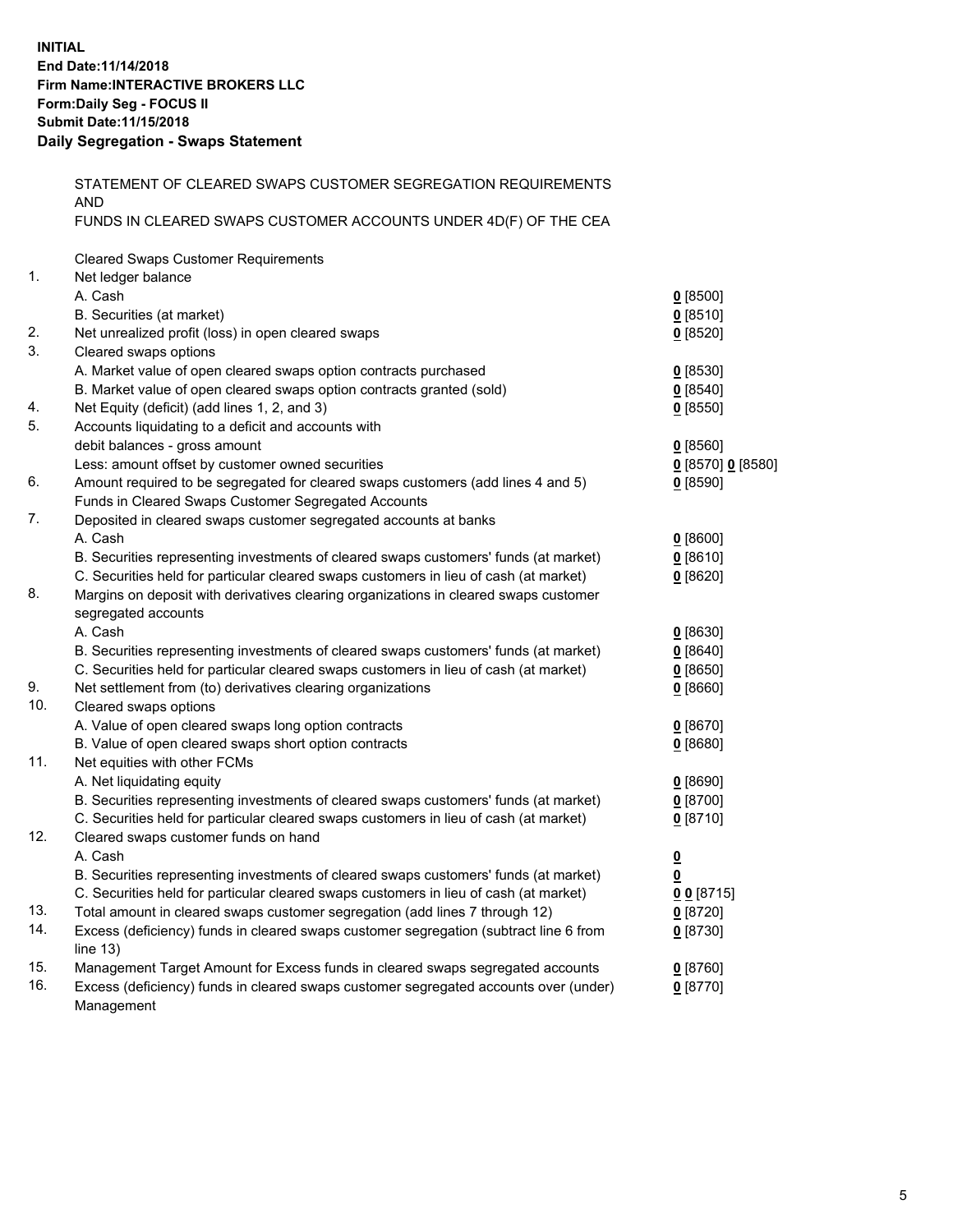**INITIAL**
**End Date:11/14/2018**
**Firm Name:INTERACTIVE BROKERS LLC**
**Form:Daily Seg - FOCUS II**
**Submit Date:11/15/2018**
**Daily Segregation - Swaps Statement**

STATEMENT OF CLEARED SWAPS CUSTOMER SEGREGATION REQUIREMENTS AND FUNDS IN CLEARED SWAPS CUSTOMER ACCOUNTS UNDER 4D(F) OF THE CEA

| | | |
|---|---|---|
| | Cleared Swaps Customer Requirements | |
| 1. | Net ledger balance | |
| | A. Cash | 0 [8500] |
| | B. Securities (at market) | 0 [8510] |
| 2. | Net unrealized profit (loss) in open cleared swaps | 0 [8520] |
| 3. | Cleared swaps options | |
| | A. Market value of open cleared swaps option contracts purchased | 0 [8530] |
| | B. Market value of open cleared swaps option contracts granted (sold) | 0 [8540] |
| 4. | Net Equity (deficit) (add lines 1, 2, and 3) | 0 [8550] |
| 5. | Accounts liquidating to a deficit and accounts with debit balances - gross amount | 0 [8560] |
| | Less: amount offset by customer owned securities | 0 [8570] 0 [8580] |
| 6. | Amount required to be segregated for cleared swaps customers (add lines 4 and 5) | 0 [8590] |
| | Funds in Cleared Swaps Customer Segregated Accounts | |
| 7. | Deposited in cleared swaps customer segregated accounts at banks | |
| | A. Cash | 0 [8600] |
| | B. Securities representing investments of cleared swaps customers' funds (at market) | 0 [8610] |
| | C. Securities held for particular cleared swaps customers in lieu of cash (at market) | 0 [8620] |
| 8. | Margins on deposit with derivatives clearing organizations in cleared swaps customer segregated accounts | |
| | A. Cash | 0 [8630] |
| | B. Securities representing investments of cleared swaps customers' funds (at market) | 0 [8640] |
| | C. Securities held for particular cleared swaps customers in lieu of cash (at market) | 0 [8650] |
| 9. | Net settlement from (to) derivatives clearing organizations | 0 [8660] |
| 10. | Cleared swaps options | |
| | A. Value of open cleared swaps long option contracts | 0 [8670] |
| | B. Value of open cleared swaps short option contracts | 0 [8680] |
| 11. | Net equities with other FCMs | |
| | A. Net liquidating equity | 0 [8690] |
| | B. Securities representing investments of cleared swaps customers' funds (at market) | 0 [8700] |
| | C. Securities held for particular cleared swaps customers in lieu of cash (at market) | 0 [8710] |
| 12. | Cleared swaps customer funds on hand | |
| | A. Cash | 0 |
| | B. Securities representing investments of cleared swaps customers' funds (at market) | 0 |
| | C. Securities held for particular cleared swaps customers in lieu of cash (at market) | 0 0 [8715] |
| 13. | Total amount in cleared swaps customer segregation (add lines 7 through 12) | 0 [8720] |
| 14. | Excess (deficiency) funds in cleared swaps customer segregation (subtract line 6 from line 13) | 0 [8730] |
| 15. | Management Target Amount for Excess funds in cleared swaps segregated accounts | 0 [8760] |
| 16. | Excess (deficiency) funds in cleared swaps customer segregated accounts over (under) Management | 0 [8770] |